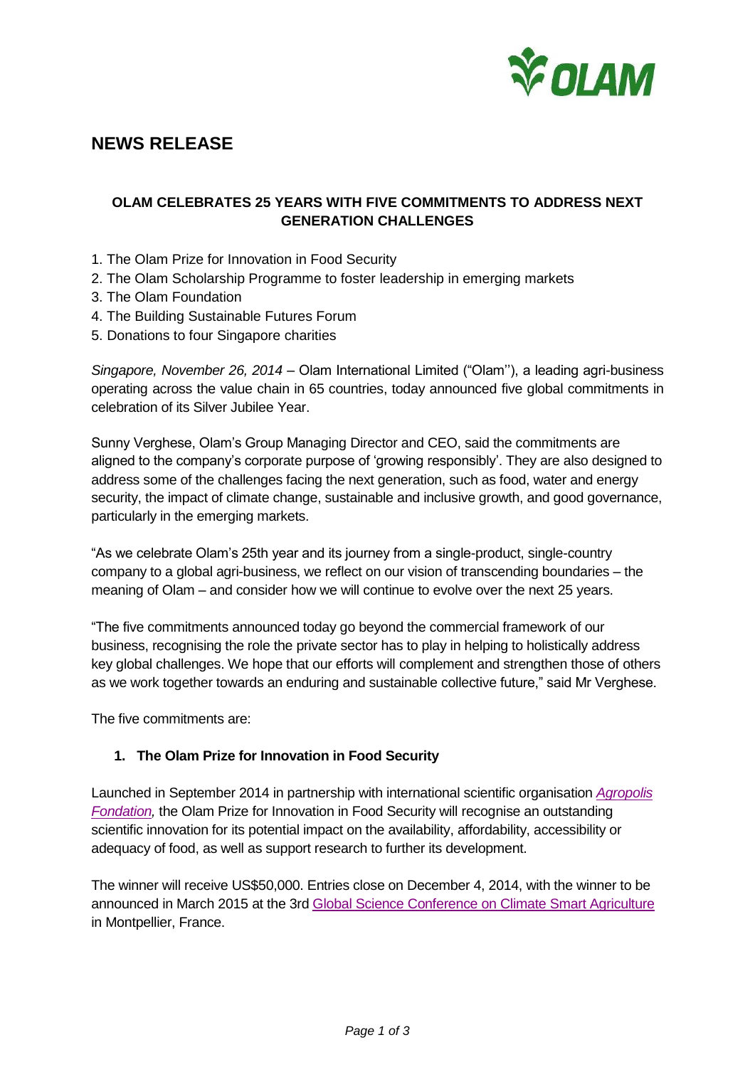# NEWS RELEASE

**OLAM CELEBRATES 25 YEARS WITH FIVE COMMITMENTS TO ADDRESS NEXT GENERATION CHALLENGES**

1. The Olam Prize for Innovation in Food Security
2. The Olam Scholarship Programme to foster leadership in emerging markets
3. The Olam Foundation
4. The Building Sustainable Futures Forum
5. Donations to four Singapore charities

*Singapore, November 26, 2014* – Olam International Limited ("Olam''), a leading agri-business operating across the value chain in 65 countries, today announced five global commitments in celebration of its Silver Jubilee Year.

Sunny Verghese, Olam's Group Managing Director and CEO, said the commitments are aligned to the company's corporate purpose of 'growing responsibly'. They are also designed to address some of the challenges facing the next generation, such as food, water and energy security, the impact of climate change, sustainable and inclusive growth, and good governance, particularly in the emerging markets.

"As we celebrate Olam's 25th year and its journey from a single-product, single-country company to a global agri-business, we reflect on our vision of transcending boundaries – the meaning of Olam – and consider how we will continue to evolve over the next 25 years.

"The five commitments announced today go beyond the commercial framework of our business, recognising the role the private sector has to play in helping to holistically address key global challenges. We hope that our efforts will complement and strengthen those of others as we work together towards an enduring and sustainable collective future," said Mr Verghese.

The five commitments are:

## 1. The Olam Prize for Innovation in Food Security

Launched in September 2014 in partnership with international scientific organisation *Agropolis Fondation,* the Olam Prize for Innovation in Food Security will recognise an outstanding scientific innovation for its potential impact on the availability, affordability, accessibility or adequacy of food, as well as support research to further its development.

The winner will receive US$50,000. Entries close on December 4, 2014, with the winner to be announced in March 2015 at the 3rd Global Science Conference on Climate Smart Agriculture in Montpellier, France.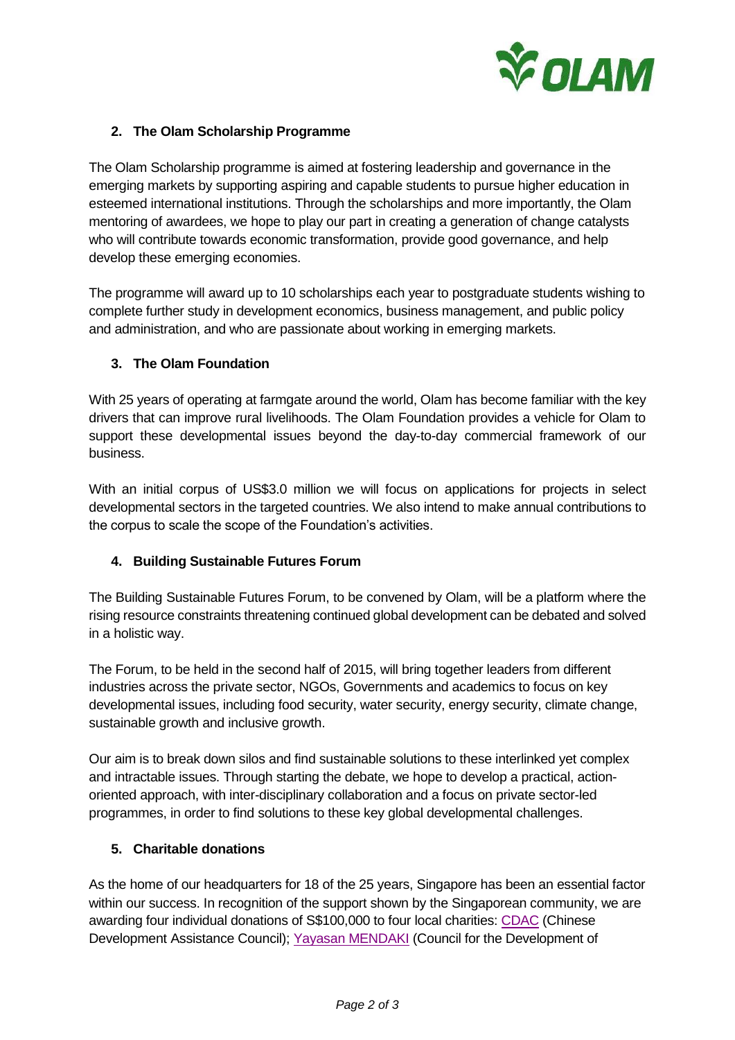## 2. The Olam Scholarship Programme

The Olam Scholarship programme is aimed at fostering leadership and governance in the emerging markets by supporting aspiring and capable students to pursue higher education in esteemed international institutions. Through the scholarships and more importantly, the Olam mentoring of awardees, we hope to play our part in creating a generation of change catalysts who will contribute towards economic transformation, provide good governance, and help develop these emerging economies.

The programme will award up to 10 scholarships each year to postgraduate students wishing to complete further study in development economics, business management, and public policy and administration, and who are passionate about working in emerging markets.

## 3. The Olam Foundation

With 25 years of operating at farmgate around the world, Olam has become familiar with the key drivers that can improve rural livelihoods. The Olam Foundation provides a vehicle for Olam to support these developmental issues beyond the day-to-day commercial framework of our business.

With an initial corpus of US$3.0 million we will focus on applications for projects in select developmental sectors in the targeted countries. We also intend to make annual contributions to the corpus to scale the scope of the Foundation's activities.

## 4. Building Sustainable Futures Forum

The Building Sustainable Futures Forum, to be convened by Olam, will be a platform where the rising resource constraints threatening continued global development can be debated and solved in a holistic way.

The Forum, to be held in the second half of 2015, will bring together leaders from different industries across the private sector, NGOs, Governments and academics to focus on key developmental issues, including food security, water security, energy security, climate change, sustainable growth and inclusive growth.

Our aim is to break down silos and find sustainable solutions to these interlinked yet complex and intractable issues. Through starting the debate, we hope to develop a practical, action-oriented approach, with inter-disciplinary collaboration and a focus on private sector-led programmes, in order to find solutions to these key global developmental challenges.

## 5. Charitable donations

As the home of our headquarters for 18 of the 25 years, Singapore has been an essential factor within our success. In recognition of the support shown by the Singaporean community, we are awarding four individual donations of S$100,000 to four local charities: CDAC (Chinese Development Assistance Council); Yayasan MENDAKI (Council for the Development of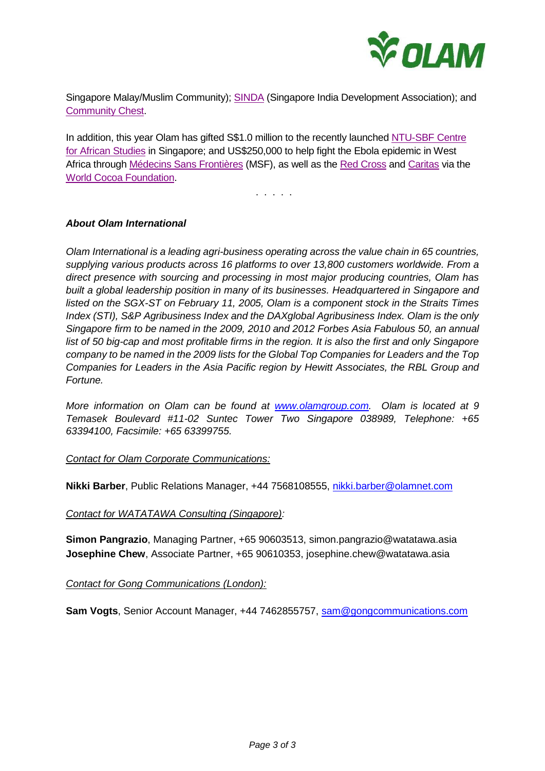Singapore Malay/Muslim Community); SINDA (Singapore India Development Association); and Community Chest.

In addition, this year Olam has gifted S$1.0 million to the recently launched NTU-SBF Centre for African Studies in Singapore; and US$250,000 to help fight the Ebola epidemic in West Africa through Médecins Sans Frontières (MSF), as well as the Red Cross and Caritas via the World Cocoa Foundation.

. . . . .

***About Olam International***

*Olam International is a leading agri-business operating across the value chain in 65 countries, supplying various products across 16 platforms to over 13,800 customers worldwide. From a direct presence with sourcing and processing in most major producing countries, Olam has built a global leadership position in many of its businesses. Headquartered in Singapore and listed on the SGX-ST on February 11, 2005, Olam is a component stock in the Straits Times Index (STI), S&P Agribusiness Index and the DAXglobal Agribusiness Index. Olam is the only Singapore firm to be named in the 2009, 2010 and 2012 Forbes Asia Fabulous 50, an annual list of 50 big-cap and most profitable firms in the region. It is also the first and only Singapore company to be named in the 2009 lists for the Global Top Companies for Leaders and the Top Companies for Leaders in the Asia Pacific region by Hewitt Associates, the RBL Group and Fortune.*

*More information on Olam can be found at www.olamgroup.com. Olam is located at 9 Temasek Boulevard #11-02 Suntec Tower Two Singapore 038989, Telephone: +65 63394100, Facsimile: +65 63399755.*

*Contact for Olam Corporate Communications:*

**Nikki Barber**, Public Relations Manager, +44 7568108555, nikki.barber@olamnet.com

*Contact for WATATAWA Consulting (Singapore):*

**Simon Pangrazio**, Managing Partner, +65 90603513, simon.pangrazio@watatawa.asia
**Josephine Chew**, Associate Partner, +65 90610353, josephine.chew@watatawa.asia

*Contact for Gong Communications (London):*

**Sam Vogts**, Senior Account Manager, +44 7462855757, sam@gongcommunications.com